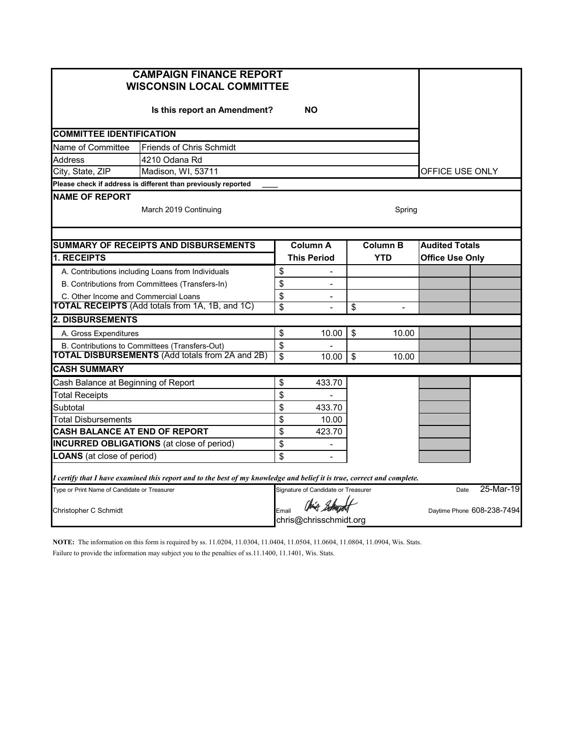# CAMPAIGN FINANCE REPORT
# WISCONSIN LOCAL COMMITTEE

**Is this report an Amendment?** **NO**

OFFICE USE ONLY

## COMMITTEE IDENTIFICATION

| | |
|---|---|
| Name of Committee | Friends of Chris Schmidt |
| Address | 4210 Odana Rd |
| City, State, ZIP | Madison, WI, 53711 |

**Please check if address is different than previously reported** ____

## NAME OF REPORT

March 2019 Continuing — Spring

## SUMMARY OF RECEIPTS AND DISBURSEMENTS

| | Column A This Period | Column B YTD | Audited Totals Office Use Only | |
|---|---|---|---|---|
| **1. RECEIPTS** | | | | |
| A. Contributions including Loans from Individuals | $ - | | | |
| B. Contributions from Committees (Transfers-In) | $ - | | | |
| C. Other Income and Commercial Loans | $ - | | | |
| **TOTAL RECEIPTS** (Add totals from 1A, 1B, and 1C) | $ - | $ - | | |
| **2. DISBURSEMENTS** | | | | |
| A. Gross Expenditures | $ 10.00 | $ 10.00 | | |
| B. Contributions to Committees (Transfers-Out) | $ - | | | |
| **TOTAL DISBURSEMENTS** (Add totals from 2A and 2B) | $ 10.00 | $ 10.00 | | |

## CASH SUMMARY

| | |
|---|---|
| Cash Balance at Beginning of Report | $ 433.70 |
| Total Receipts | $ - |
| Subtotal | $ 433.70 |
| Total Disbursements | $ 10.00 |
| **CASH BALANCE AT END OF REPORT** | $ 423.70 |
| **INCURRED OBLIGATIONS** (at close of period) | $ - |
| **LOANS** (at close of period) | $ - |

*I certify that I have examined this report and to the best of my knowledge and belief it is true, correct and complete.*

| Type or Print Name of Candidate or Treasurer | Signature of Candidate or Treasurer | Date |
|---|---|---|
| Christopher C Schmidt | Email chris@chrisschmidt.org | 25-Mar-19 |
| | | Daytime Phone 608-238-7494 |

**NOTE:** The information on this form is required by ss. 11.0204, 11.0304, 11.0404, 11.0504, 11.0604, 11.0804, 11.0904, Wis. Stats. Failure to provide the information may subject you to the penalties of ss.11.1400, 11.1401, Wis. Stats.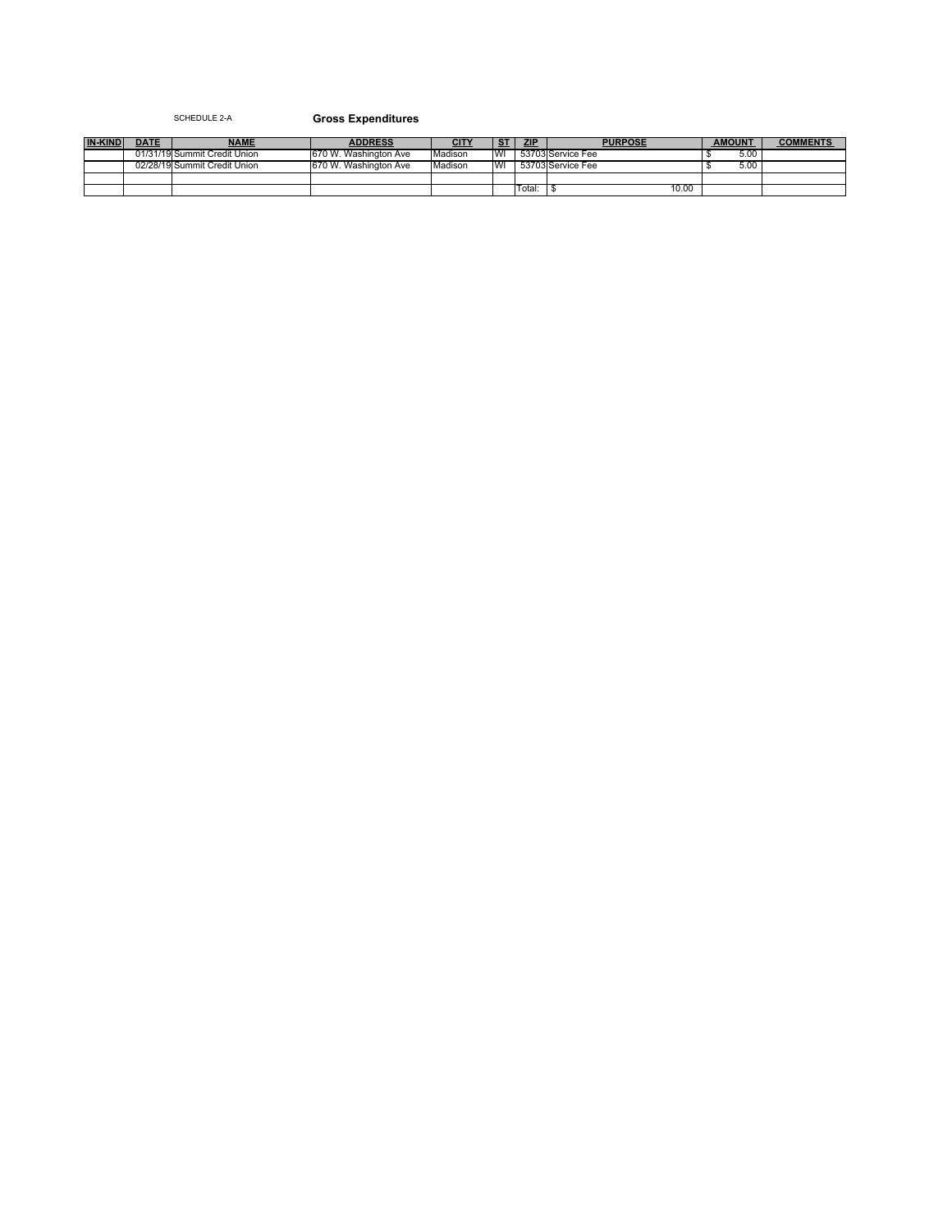SCHEDULE 2-A

**Gross Expenditures**

| IN-KIND | DATE | NAME | ADDRESS | CITY | ST | ZIP | PURPOSE | AMOUNT | COMMENTS |
|---|---|---|---|---|---|---|---|---|---|
| | 01/31/19 | Summit Credit Union | 670 W. Washington Ave | Madison | WI | 53703 | Service Fee | $ 5.00 | |
| | 02/28/19 | Summit Credit Union | 670 W. Washington Ave | Madison | WI | 53703 | Service Fee | $ 5.00 | |
| | | | | | | | | | |
| | | | | | | Total: | $ 10.00 | | |